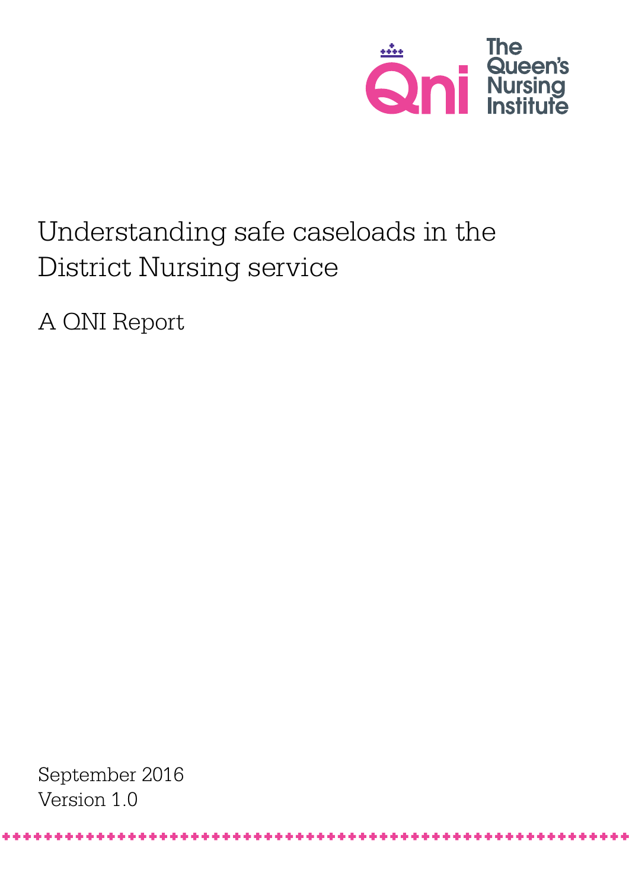The Queen's Nursing Institute

# Understanding safe caseloads in the District Nursing service

## A QNI Report

September 2016
Version 1.0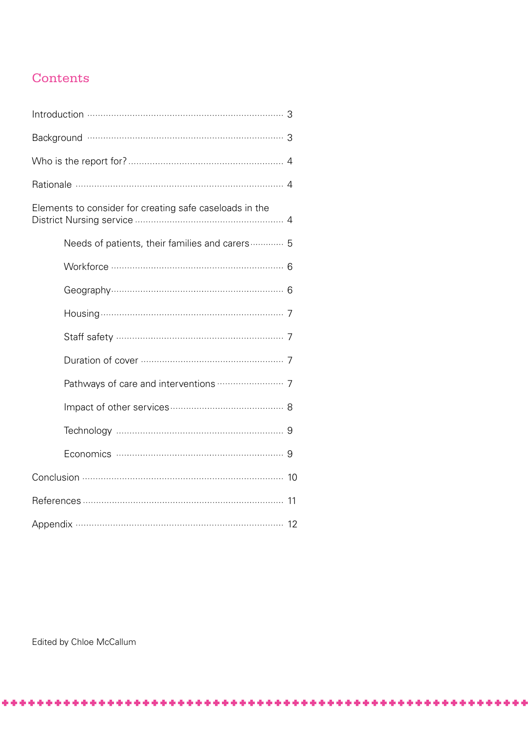# Contents

- Introduction ........ 3
- Background ........ 3
- Who is the report for? ........ 4
- Rationale ........ 4
- Elements to consider for creating safe caseloads in the District Nursing service ........ 4
    - Needs of patients, their families and carers ........ 5
    - Workforce ........ 6
    - Geography ........ 6
    - Housing ........ 7
    - Staff safety ........ 7
    - Duration of cover ........ 7
    - Pathways of care and interventions ........ 7
    - Impact of other services ........ 8
    - Technology ........ 9
    - Economics ........ 9
- Conclusion ........ 10
- References ........ 11
- Appendix ........ 12

Edited by Chloe McCallum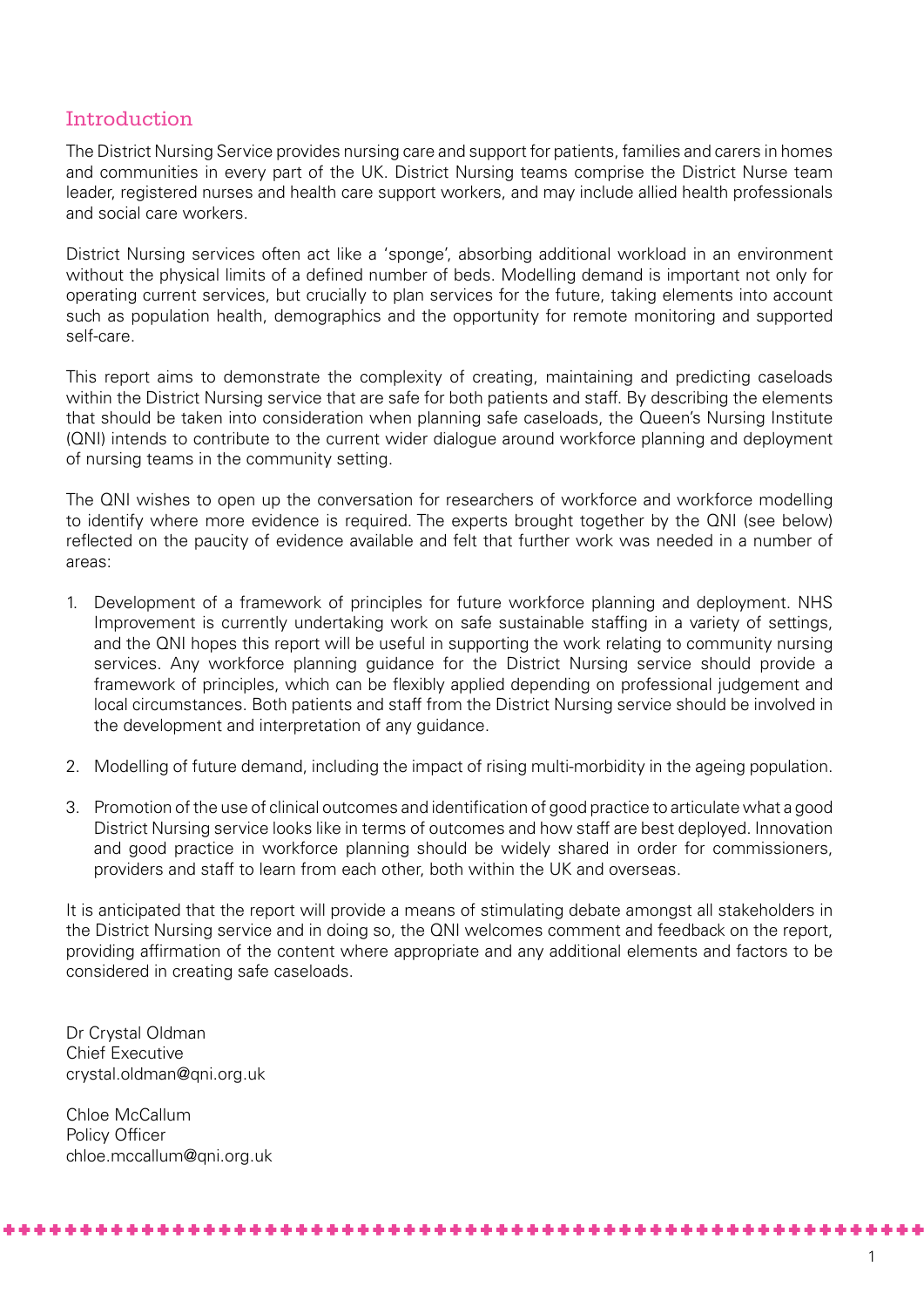## Introduction

The District Nursing Service provides nursing care and support for patients, families and carers in homes and communities in every part of the UK. District Nursing teams comprise the District Nurse team leader, registered nurses and health care support workers, and may include allied health professionals and social care workers.

District Nursing services often act like a 'sponge', absorbing additional workload in an environment without the physical limits of a defined number of beds. Modelling demand is important not only for operating current services, but crucially to plan services for the future, taking elements into account such as population health, demographics and the opportunity for remote monitoring and supported self-care.

This report aims to demonstrate the complexity of creating, maintaining and predicting caseloads within the District Nursing service that are safe for both patients and staff. By describing the elements that should be taken into consideration when planning safe caseloads, the Queen's Nursing Institute (QNI) intends to contribute to the current wider dialogue around workforce planning and deployment of nursing teams in the community setting.

The QNI wishes to open up the conversation for researchers of workforce and workforce modelling to identify where more evidence is required. The experts brought together by the QNI (see below) reflected on the paucity of evidence available and felt that further work was needed in a number of areas:

1. Development of a framework of principles for future workforce planning and deployment. NHS Improvement is currently undertaking work on safe sustainable staffing in a variety of settings, and the QNI hopes this report will be useful in supporting the work relating to community nursing services. Any workforce planning guidance for the District Nursing service should provide a framework of principles, which can be flexibly applied depending on professional judgement and local circumstances. Both patients and staff from the District Nursing service should be involved in the development and interpretation of any guidance.

2. Modelling of future demand, including the impact of rising multi-morbidity in the ageing population.

3. Promotion of the use of clinical outcomes and identification of good practice to articulate what a good District Nursing service looks like in terms of outcomes and how staff are best deployed. Innovation and good practice in workforce planning should be widely shared in order for commissioners, providers and staff to learn from each other, both within the UK and overseas.

It is anticipated that the report will provide a means of stimulating debate amongst all stakeholders in the District Nursing service and in doing so, the QNI welcomes comment and feedback on the report, providing affirmation of the content where appropriate and any additional elements and factors to be considered in creating safe caseloads.

Dr Crystal Oldman  
Chief Executive  
crystal.oldman@qni.org.uk

Chloe McCallum  
Policy Officer  
chloe.mccallum@qni.org.uk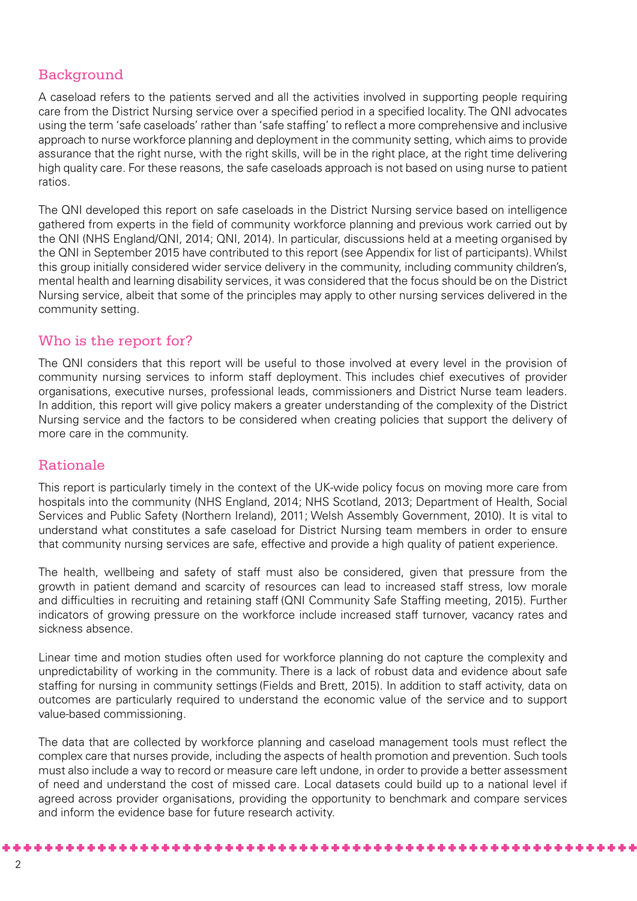## Background

A caseload refers to the patients served and all the activities involved in supporting people requiring care from the District Nursing service over a specified period in a specified locality. The QNI advocates using the term 'safe caseloads' rather than 'safe staffing' to reflect a more comprehensive and inclusive approach to nurse workforce planning and deployment in the community setting, which aims to provide assurance that the right nurse, with the right skills, will be in the right place, at the right time delivering high quality care. For these reasons, the safe caseloads approach is not based on using nurse to patient ratios.

The QNI developed this report on safe caseloads in the District Nursing service based on intelligence gathered from experts in the field of community workforce planning and previous work carried out by the QNI (NHS England/QNI, 2014; QNI, 2014). In particular, discussions held at a meeting organised by the QNI in September 2015 have contributed to this report (see Appendix for list of participants). Whilst this group initially considered wider service delivery in the community, including community children's, mental health and learning disability services, it was considered that the focus should be on the District Nursing service, albeit that some of the principles may apply to other nursing services delivered in the community setting.

## Who is the report for?

The QNI considers that this report will be useful to those involved at every level in the provision of community nursing services to inform staff deployment. This includes chief executives of provider organisations, executive nurses, professional leads, commissioners and District Nurse team leaders. In addition, this report will give policy makers a greater understanding of the complexity of the District Nursing service and the factors to be considered when creating policies that support the delivery of more care in the community.

## Rationale

This report is particularly timely in the context of the UK-wide policy focus on moving more care from hospitals into the community (NHS England, 2014; NHS Scotland, 2013; Department of Health, Social Services and Public Safety (Northern Ireland), 2011; Welsh Assembly Government, 2010). It is vital to understand what constitutes a safe caseload for District Nursing team members in order to ensure that community nursing services are safe, effective and provide a high quality of patient experience.

The health, wellbeing and safety of staff must also be considered, given that pressure from the growth in patient demand and scarcity of resources can lead to increased staff stress, low morale and difficulties in recruiting and retaining staff (QNI Community Safe Staffing meeting, 2015). Further indicators of growing pressure on the workforce include increased staff turnover, vacancy rates and sickness absence.

Linear time and motion studies often used for workforce planning do not capture the complexity and unpredictability of working in the community. There is a lack of robust data and evidence about safe staffing for nursing in community settings (Fields and Brett, 2015). In addition to staff activity, data on outcomes are particularly required to understand the economic value of the service and to support value-based commissioning.

The data that are collected by workforce planning and caseload management tools must reflect the complex care that nurses provide, including the aspects of health promotion and prevention. Such tools must also include a way to record or measure care left undone, in order to provide a better assessment of need and understand the cost of missed care. Local datasets could build up to a national level if agreed across provider organisations, providing the opportunity to benchmark and compare services and inform the evidence base for future research activity.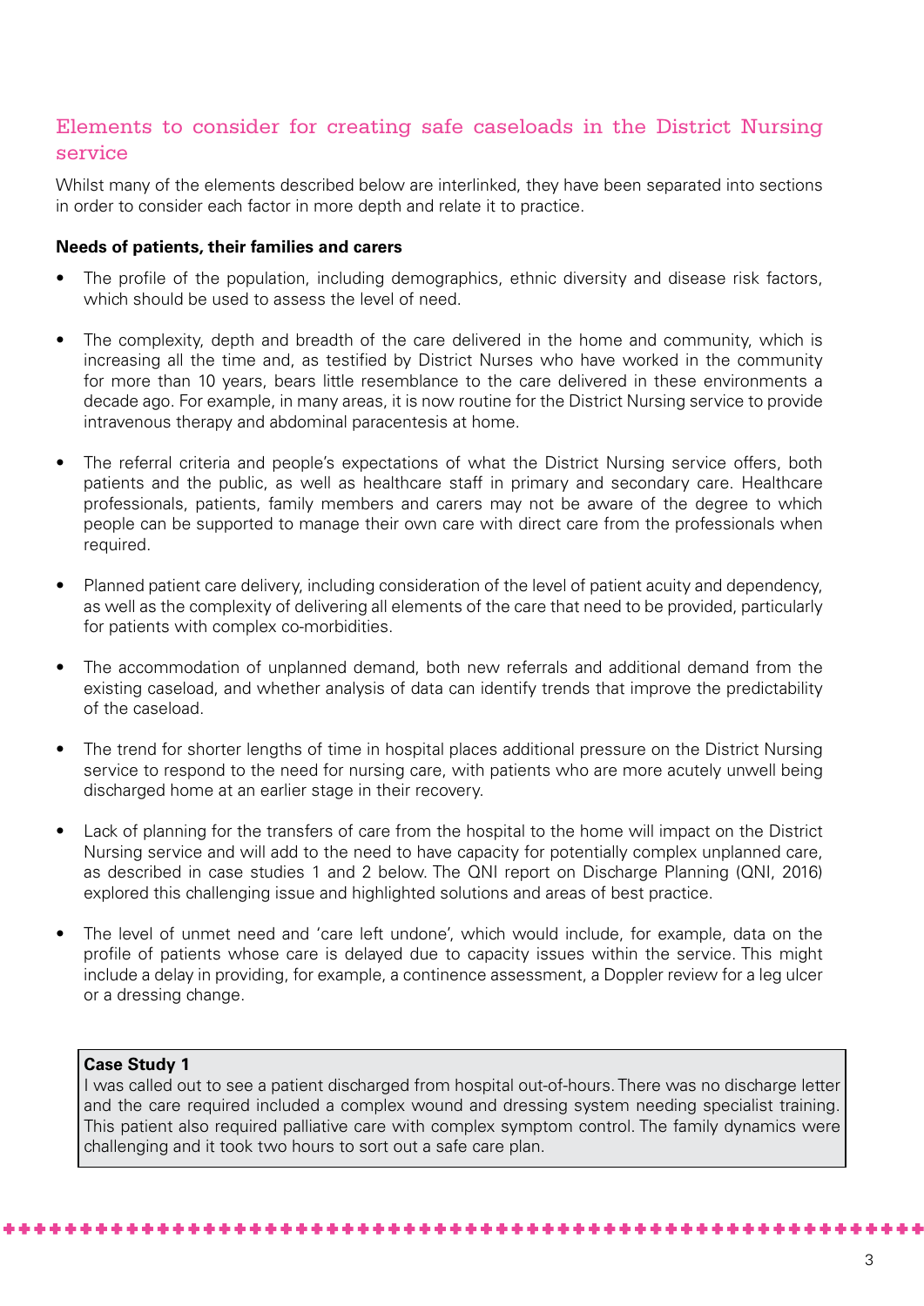## Elements to consider for creating safe caseloads in the District Nursing service

Whilst many of the elements described below are interlinked, they have been separated into sections in order to consider each factor in more depth and relate it to practice.

**Needs of patients, their families and carers**

- The profile of the population, including demographics, ethnic diversity and disease risk factors, which should be used to assess the level of need.
- The complexity, depth and breadth of the care delivered in the home and community, which is increasing all the time and, as testified by District Nurses who have worked in the community for more than 10 years, bears little resemblance to the care delivered in these environments a decade ago. For example, in many areas, it is now routine for the District Nursing service to provide intravenous therapy and abdominal paracentesis at home.
- The referral criteria and people's expectations of what the District Nursing service offers, both patients and the public, as well as healthcare staff in primary and secondary care. Healthcare professionals, patients, family members and carers may not be aware of the degree to which people can be supported to manage their own care with direct care from the professionals when required.
- Planned patient care delivery, including consideration of the level of patient acuity and dependency, as well as the complexity of delivering all elements of the care that need to be provided, particularly for patients with complex co-morbidities.
- The accommodation of unplanned demand, both new referrals and additional demand from the existing caseload, and whether analysis of data can identify trends that improve the predictability of the caseload.
- The trend for shorter lengths of time in hospital places additional pressure on the District Nursing service to respond to the need for nursing care, with patients who are more acutely unwell being discharged home at an earlier stage in their recovery.
- Lack of planning for the transfers of care from the hospital to the home will impact on the District Nursing service and will add to the need to have capacity for potentially complex unplanned care, as described in case studies 1 and 2 below. The QNI report on Discharge Planning (QNI, 2016) explored this challenging issue and highlighted solutions and areas of best practice.
- The level of unmet need and 'care left undone', which would include, for example, data on the profile of patients whose care is delayed due to capacity issues within the service. This might include a delay in providing, for example, a continence assessment, a Doppler review for a leg ulcer or a dressing change.

> **Case Study 1**
> I was called out to see a patient discharged from hospital out-of-hours. There was no discharge letter and the care required included a complex wound and dressing system needing specialist training. This patient also required palliative care with complex symptom control. The family dynamics were challenging and it took two hours to sort out a safe care plan.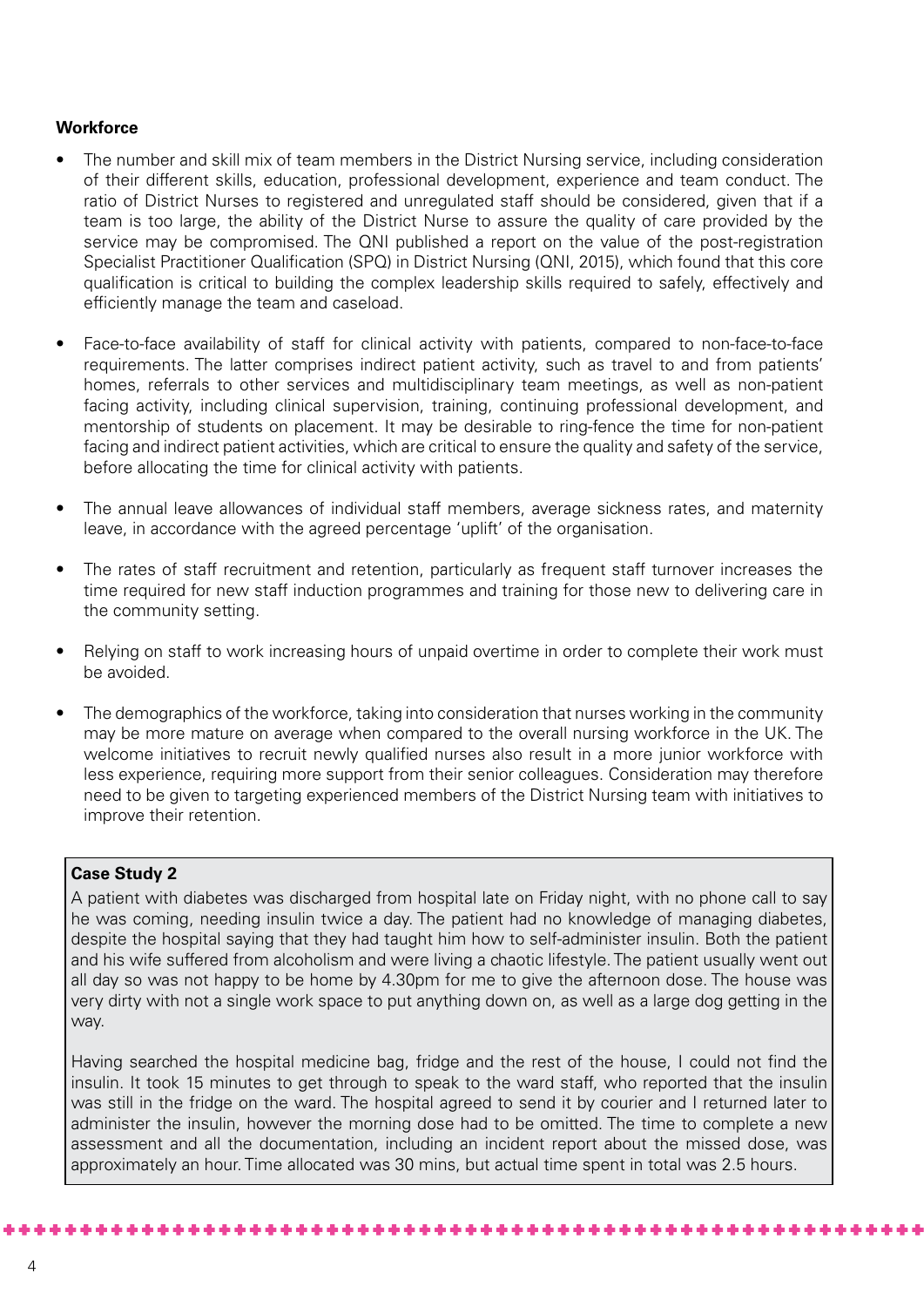**Workforce**

- The number and skill mix of team members in the District Nursing service, including consideration of their different skills, education, professional development, experience and team conduct. The ratio of District Nurses to registered and unregulated staff should be considered, given that if a team is too large, the ability of the District Nurse to assure the quality of care provided by the service may be compromised. The QNI published a report on the value of the post-registration Specialist Practitioner Qualification (SPQ) in District Nursing (QNI, 2015), which found that this core qualification is critical to building the complex leadership skills required to safely, effectively and efficiently manage the team and caseload.

- Face-to-face availability of staff for clinical activity with patients, compared to non-face-to-face requirements. The latter comprises indirect patient activity, such as travel to and from patients' homes, referrals to other services and multidisciplinary team meetings, as well as non-patient facing activity, including clinical supervision, training, continuing professional development, and mentorship of students on placement. It may be desirable to ring-fence the time for non-patient facing and indirect patient activities, which are critical to ensure the quality and safety of the service, before allocating the time for clinical activity with patients.

- The annual leave allowances of individual staff members, average sickness rates, and maternity leave, in accordance with the agreed percentage 'uplift' of the organisation.

- The rates of staff recruitment and retention, particularly as frequent staff turnover increases the time required for new staff induction programmes and training for those new to delivering care in the community setting.

- Relying on staff to work increasing hours of unpaid overtime in order to complete their work must be avoided.

- The demographics of the workforce, taking into consideration that nurses working in the community may be more mature on average when compared to the overall nursing workforce in the UK. The welcome initiatives to recruit newly qualified nurses also result in a more junior workforce with less experience, requiring more support from their senior colleagues. Consideration may therefore need to be given to targeting experienced members of the District Nursing team with initiatives to improve their retention.

**Case Study 2**

A patient with diabetes was discharged from hospital late on Friday night, with no phone call to say he was coming, needing insulin twice a day. The patient had no knowledge of managing diabetes, despite the hospital saying that they had taught him how to self-administer insulin. Both the patient and his wife suffered from alcoholism and were living a chaotic lifestyle. The patient usually went out all day so was not happy to be home by 4.30pm for me to give the afternoon dose. The house was very dirty with not a single work space to put anything down on, as well as a large dog getting in the way.

Having searched the hospital medicine bag, fridge and the rest of the house, I could not find the insulin. It took 15 minutes to get through to speak to the ward staff, who reported that the insulin was still in the fridge on the ward. The hospital agreed to send it by courier and I returned later to administer the insulin, however the morning dose had to be omitted. The time to complete a new assessment and all the documentation, including an incident report about the missed dose, was approximately an hour. Time allocated was 30 mins, but actual time spent in total was 2.5 hours.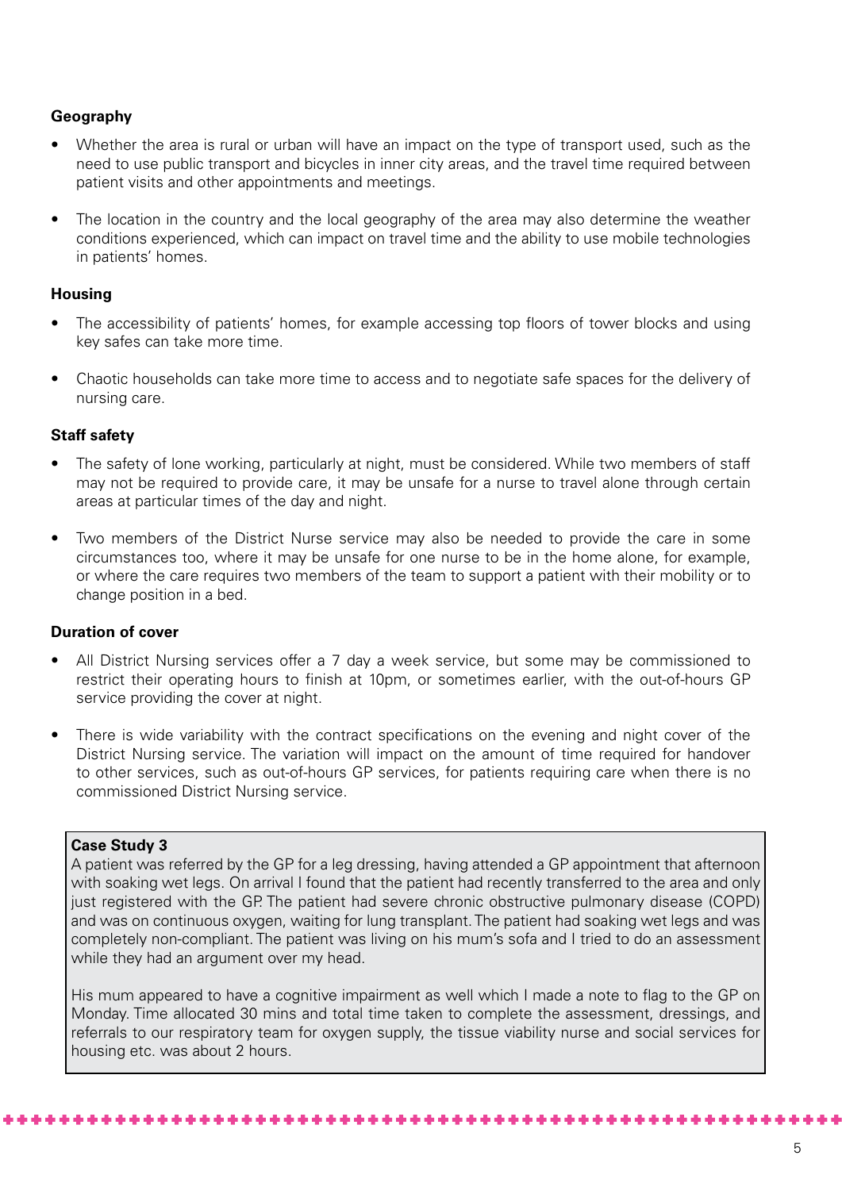### Geography

- Whether the area is rural or urban will have an impact on the type of transport used, such as the need to use public transport and bicycles in inner city areas, and the travel time required between patient visits and other appointments and meetings.

- The location in the country and the local geography of the area may also determine the weather conditions experienced, which can impact on travel time and the ability to use mobile technologies in patients' homes.

### Housing

- The accessibility of patients' homes, for example accessing top floors of tower blocks and using key safes can take more time.

- Chaotic households can take more time to access and to negotiate safe spaces for the delivery of nursing care.

### Staff safety

- The safety of lone working, particularly at night, must be considered. While two members of staff may not be required to provide care, it may be unsafe for a nurse to travel alone through certain areas at particular times of the day and night.

- Two members of the District Nurse service may also be needed to provide the care in some circumstances too, where it may be unsafe for one nurse to be in the home alone, for example, or where the care requires two members of the team to support a patient with their mobility or to change position in a bed.

### Duration of cover

- All District Nursing services offer a 7 day a week service, but some may be commissioned to restrict their operating hours to finish at 10pm, or sometimes earlier, with the out-of-hours GP service providing the cover at night.

- There is wide variability with the contract specifications on the evening and night cover of the District Nursing service. The variation will impact on the amount of time required for handover to other services, such as out-of-hours GP services, for patients requiring care when there is no commissioned District Nursing service.

> **Case Study 3**
> A patient was referred by the GP for a leg dressing, having attended a GP appointment that afternoon with soaking wet legs. On arrival I found that the patient had recently transferred to the area and only just registered with the GP. The patient had severe chronic obstructive pulmonary disease (COPD) and was on continuous oxygen, waiting for lung transplant. The patient had soaking wet legs and was completely non-compliant. The patient was living on his mum's sofa and I tried to do an assessment while they had an argument over my head.
>
> His mum appeared to have a cognitive impairment as well which I made a note to flag to the GP on Monday. Time allocated 30 mins and total time taken to complete the assessment, dressings, and referrals to our respiratory team for oxygen supply, the tissue viability nurse and social services for housing etc. was about 2 hours.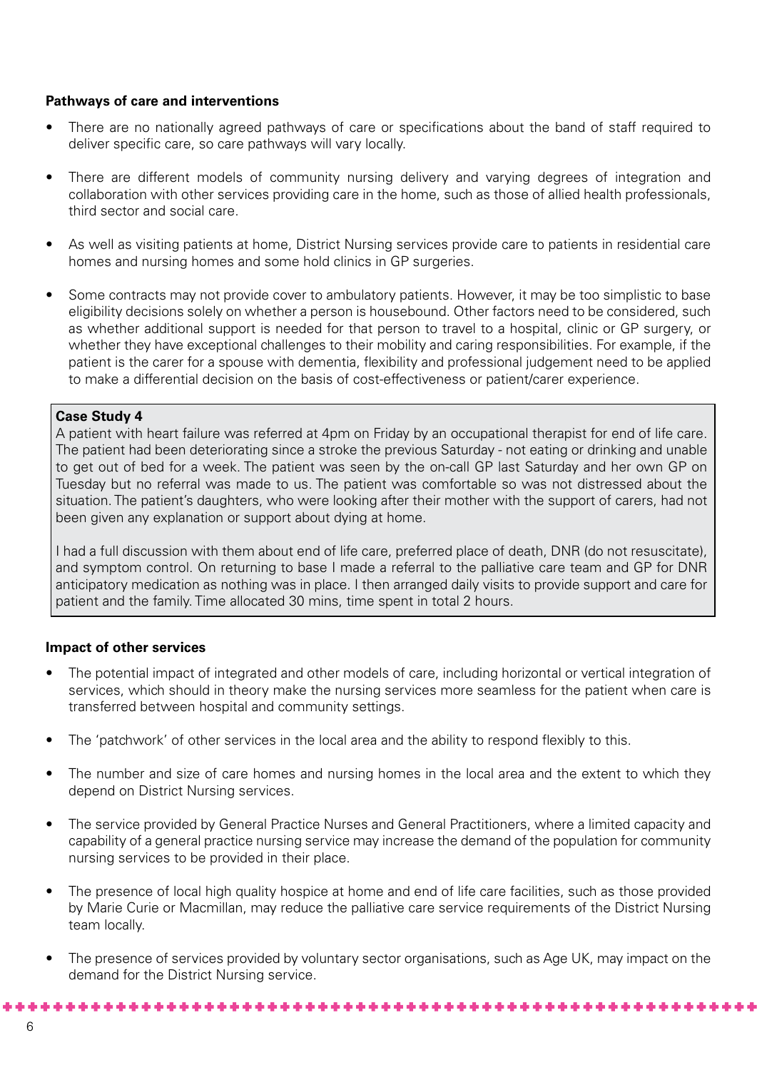### Pathways of care and interventions

- There are no nationally agreed pathways of care or specifications about the band of staff required to deliver specific care, so care pathways will vary locally.

- There are different models of community nursing delivery and varying degrees of integration and collaboration with other services providing care in the home, such as those of allied health professionals, third sector and social care.

- As well as visiting patients at home, District Nursing services provide care to patients in residential care homes and nursing homes and some hold clinics in GP surgeries.

- Some contracts may not provide cover to ambulatory patients. However, it may be too simplistic to base eligibility decisions solely on whether a person is housebound. Other factors need to be considered, such as whether additional support is needed for that person to travel to a hospital, clinic or GP surgery, or whether they have exceptional challenges to their mobility and caring responsibilities. For example, if the patient is the carer for a spouse with dementia, flexibility and professional judgement need to be applied to make a differential decision on the basis of cost-effectiveness or patient/carer experience.

> **Case Study 4**
> A patient with heart failure was referred at 4pm on Friday by an occupational therapist for end of life care. The patient had been deteriorating since a stroke the previous Saturday - not eating or drinking and unable to get out of bed for a week. The patient was seen by the on-call GP last Saturday and her own GP on Tuesday but no referral was made to us. The patient was comfortable so was not distressed about the situation. The patient's daughters, who were looking after their mother with the support of carers, had not been given any explanation or support about dying at home.
>
> I had a full discussion with them about end of life care, preferred place of death, DNR (do not resuscitate), and symptom control. On returning to base I made a referral to the palliative care team and GP for DNR anticipatory medication as nothing was in place. I then arranged daily visits to provide support and care for patient and the family. Time allocated 30 mins, time spent in total 2 hours.

### Impact of other services

- The potential impact of integrated and other models of care, including horizontal or vertical integration of services, which should in theory make the nursing services more seamless for the patient when care is transferred between hospital and community settings.

- The 'patchwork' of other services in the local area and the ability to respond flexibly to this.

- The number and size of care homes and nursing homes in the local area and the extent to which they depend on District Nursing services.

- The service provided by General Practice Nurses and General Practitioners, where a limited capacity and capability of a general practice nursing service may increase the demand of the population for community nursing services to be provided in their place.

- The presence of local high quality hospice at home and end of life care facilities, such as those provided by Marie Curie or Macmillan, may reduce the palliative care service requirements of the District Nursing team locally.

- The presence of services provided by voluntary sector organisations, such as Age UK, may impact on the demand for the District Nursing service.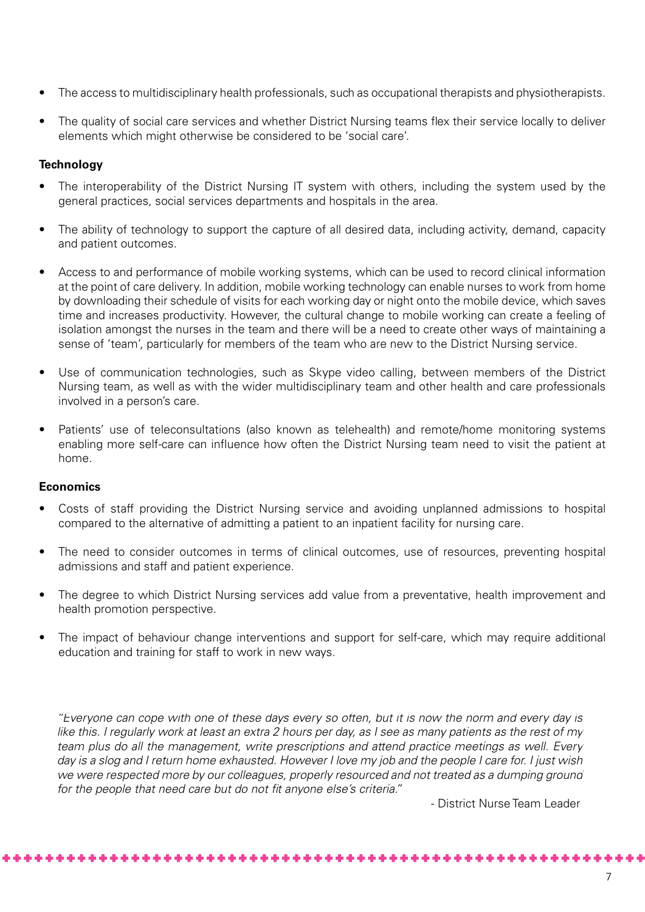- The access to multidisciplinary health professionals, such as occupational therapists and physiotherapists.
- The quality of social care services and whether District Nursing teams flex their service locally to deliver elements which might otherwise be considered to be 'social care'.

**Technology**

- The interoperability of the District Nursing IT system with others, including the system used by the general practices, social services departments and hospitals in the area.
- The ability of technology to support the capture of all desired data, including activity, demand, capacity and patient outcomes.
- Access to and performance of mobile working systems, which can be used to record clinical information at the point of care delivery. In addition, mobile working technology can enable nurses to work from home by downloading their schedule of visits for each working day or night onto the mobile device, which saves time and increases productivity. However, the cultural change to mobile working can create a feeling of isolation amongst the nurses in the team and there will be a need to create other ways of maintaining a sense of 'team', particularly for members of the team who are new to the District Nursing service.
- Use of communication technologies, such as Skype video calling, between members of the District Nursing team, as well as with the wider multidisciplinary team and other health and care professionals involved in a person's care.
- Patients' use of teleconsultations (also known as telehealth) and remote/home monitoring systems enabling more self-care can influence how often the District Nursing team need to visit the patient at home.

**Economics**

- Costs of staff providing the District Nursing service and avoiding unplanned admissions to hospital compared to the alternative of admitting a patient to an inpatient facility for nursing care.
- The need to consider outcomes in terms of clinical outcomes, use of resources, preventing hospital admissions and staff and patient experience.
- The degree to which District Nursing services add value from a preventative, health improvement and health promotion perspective.
- The impact of behaviour change interventions and support for self-care, which may require additional education and training for staff to work in new ways.

*"Everyone can cope with one of these days every so often, but it is now the norm and every day is like this. I regularly work at least an extra 2 hours per day, as I see as many patients as the rest of my team plus do all the management, write prescriptions and attend practice meetings as well. Every day is a slog and I return home exhausted. However I love my job and the people I care for. I just wish we were respected more by our colleagues, properly resourced and not treated as a dumping ground for the people that need care but do not fit anyone else's criteria."*

- District Nurse Team Leader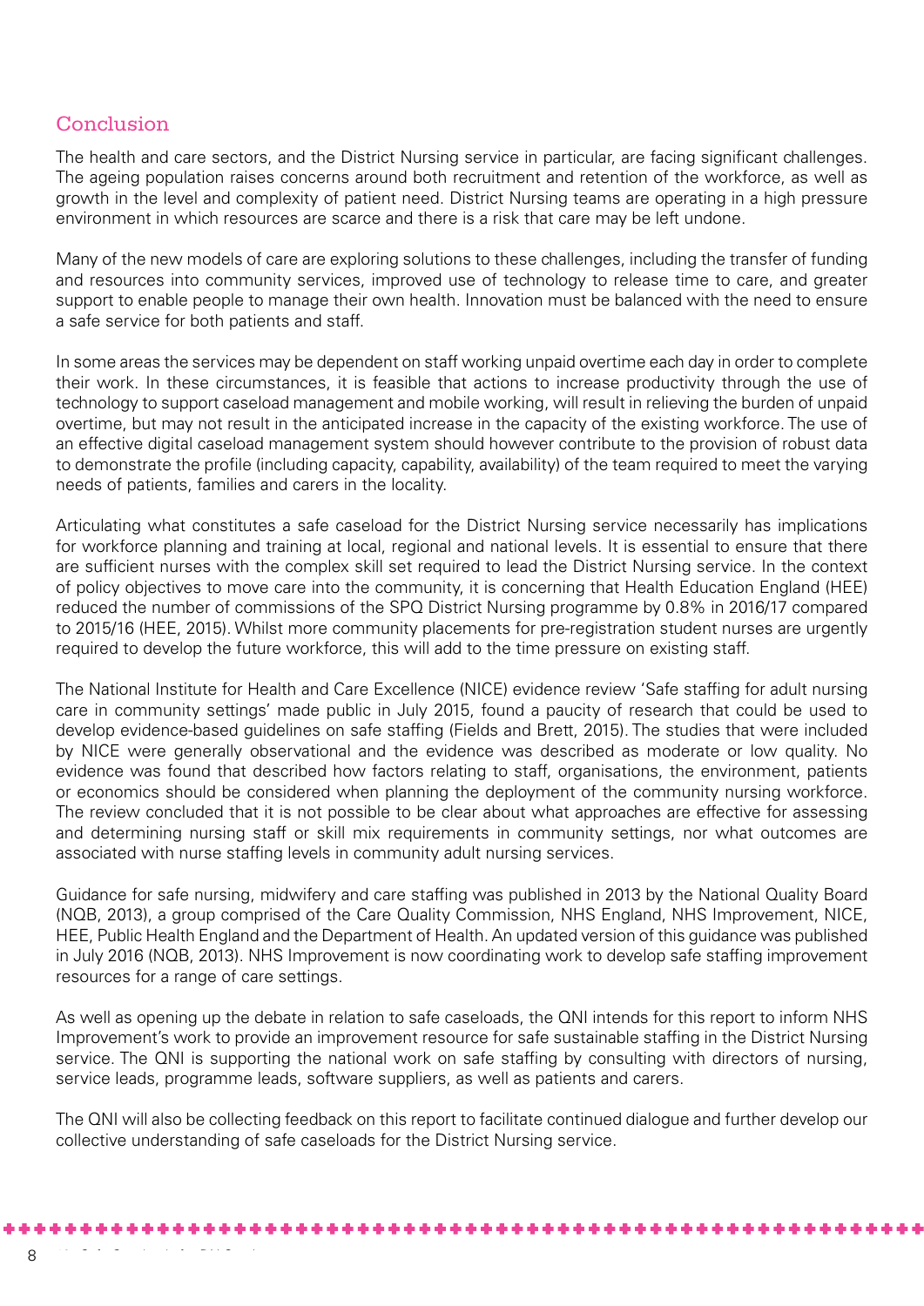## Conclusion

The health and care sectors, and the District Nursing service in particular, are facing significant challenges. The ageing population raises concerns around both recruitment and retention of the workforce, as well as growth in the level and complexity of patient need. District Nursing teams are operating in a high pressure environment in which resources are scarce and there is a risk that care may be left undone.

Many of the new models of care are exploring solutions to these challenges, including the transfer of funding and resources into community services, improved use of technology to release time to care, and greater support to enable people to manage their own health. Innovation must be balanced with the need to ensure a safe service for both patients and staff.

In some areas the services may be dependent on staff working unpaid overtime each day in order to complete their work. In these circumstances, it is feasible that actions to increase productivity through the use of technology to support caseload management and mobile working, will result in relieving the burden of unpaid overtime, but may not result in the anticipated increase in the capacity of the existing workforce. The use of an effective digital caseload management system should however contribute to the provision of robust data to demonstrate the profile (including capacity, capability, availability) of the team required to meet the varying needs of patients, families and carers in the locality.

Articulating what constitutes a safe caseload for the District Nursing service necessarily has implications for workforce planning and training at local, regional and national levels. It is essential to ensure that there are sufficient nurses with the complex skill set required to lead the District Nursing service. In the context of policy objectives to move care into the community, it is concerning that Health Education England (HEE) reduced the number of commissions of the SPQ District Nursing programme by 0.8% in 2016/17 compared to 2015/16 (HEE, 2015). Whilst more community placements for pre-registration student nurses are urgently required to develop the future workforce, this will add to the time pressure on existing staff.

The National Institute for Health and Care Excellence (NICE) evidence review 'Safe staffing for adult nursing care in community settings' made public in July 2015, found a paucity of research that could be used to develop evidence-based guidelines on safe staffing (Fields and Brett, 2015). The studies that were included by NICE were generally observational and the evidence was described as moderate or low quality. No evidence was found that described how factors relating to staff, organisations, the environment, patients or economics should be considered when planning the deployment of the community nursing workforce. The review concluded that it is not possible to be clear about what approaches are effective for assessing and determining nursing staff or skill mix requirements in community settings, nor what outcomes are associated with nurse staffing levels in community adult nursing services.

Guidance for safe nursing, midwifery and care staffing was published in 2013 by the National Quality Board (NQB, 2013), a group comprised of the Care Quality Commission, NHS England, NHS Improvement, NICE, HEE, Public Health England and the Department of Health. An updated version of this guidance was published in July 2016 (NQB, 2013). NHS Improvement is now coordinating work to develop safe staffing improvement resources for a range of care settings.

As well as opening up the debate in relation to safe caseloads, the QNI intends for this report to inform NHS Improvement's work to provide an improvement resource for safe sustainable staffing in the District Nursing service. The QNI is supporting the national work on safe staffing by consulting with directors of nursing, service leads, programme leads, software suppliers, as well as patients and carers.

The QNI will also be collecting feedback on this report to facilitate continued dialogue and further develop our collective understanding of safe caseloads for the District Nursing service.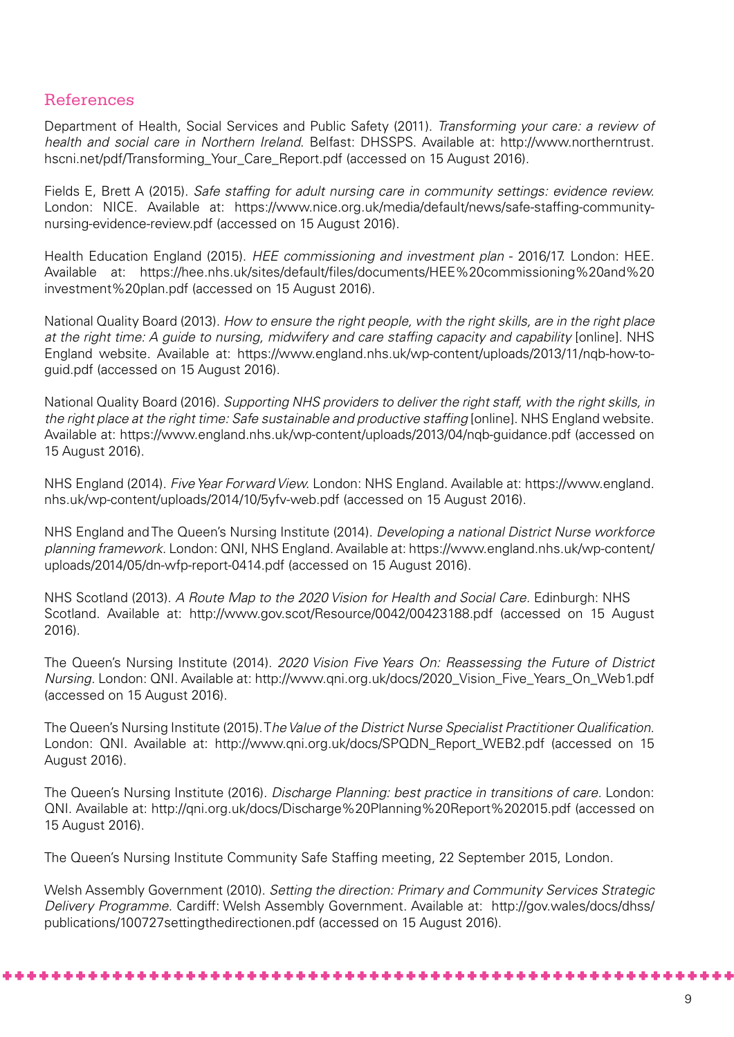## References

Department of Health, Social Services and Public Safety (2011). *Transforming your care: a review of health and social care in Northern Ireland*. Belfast: DHSSPS. Available at: http://www.northerntrust.hscni.net/pdf/Transforming_Your_Care_Report.pdf (accessed on 15 August 2016).

Fields E, Brett A (2015). *Safe staffing for adult nursing care in community settings: evidence review.* London: NICE. Available at: https://www.nice.org.uk/media/default/news/safe-staffing-community-nursing-evidence-review.pdf (accessed on 15 August 2016).

Health Education England (2015). *HEE commissioning and investment plan* - 2016/17. London: HEE. Available at: https://hee.nhs.uk/sites/default/files/documents/HEE%20commissioning%20and%20investment%20plan.pdf (accessed on 15 August 2016).

National Quality Board (2013). *How to ensure the right people, with the right skills, are in the right place at the right time: A guide to nursing, midwifery and care staffing capacity and capability* [online]. NHS England website. Available at: https://www.england.nhs.uk/wp-content/uploads/2013/11/nqb-how-to-guid.pdf (accessed on 15 August 2016).

National Quality Board (2016). *Supporting NHS providers to deliver the right staff, with the right skills, in the right place at the right time: Safe sustainable and productive staffing* [online]. NHS England website. Available at: https://www.england.nhs.uk/wp-content/uploads/2013/04/nqb-guidance.pdf (accessed on 15 August 2016).

NHS England (2014). *Five Year Forward View.* London: NHS England. Available at: https://www.england.nhs.uk/wp-content/uploads/2014/10/5yfv-web.pdf (accessed on 15 August 2016).

NHS England and The Queen's Nursing Institute (2014). *Developing a national District Nurse workforce planning framework.* London: QNI, NHS England. Available at: https://www.england.nhs.uk/wp-content/uploads/2014/05/dn-wfp-report-0414.pdf (accessed on 15 August 2016).

NHS Scotland (2013). *A Route Map to the 2020 Vision for Health and Social Care.* Edinburgh: NHS Scotland. Available at: http://www.gov.scot/Resource/0042/00423188.pdf (accessed on 15 August 2016).

The Queen's Nursing Institute (2014). *2020 Vision Five Years On: Reassessing the Future of District Nursing.* London: QNI. Available at: http://www.qni.org.uk/docs/2020_Vision_Five_Years_On_Web1.pdf (accessed on 15 August 2016).

The Queen's Nursing Institute (2015). T*he Value of the District Nurse Specialist Practitioner Qualification.* London: QNI. Available at: http://www.qni.org.uk/docs/SPQDN_Report_WEB2.pdf (accessed on 15 August 2016).

The Queen's Nursing Institute (2016). *Discharge Planning: best practice in transitions of care.* London: QNI. Available at: http://qni.org.uk/docs/Discharge%20Planning%20Report%202015.pdf (accessed on 15 August 2016).

The Queen's Nursing Institute Community Safe Staffing meeting, 22 September 2015, London.

Welsh Assembly Government (2010). *Setting the direction: Primary and Community Services Strategic Delivery Programme.* Cardiff: Welsh Assembly Government. Available at: http://gov.wales/docs/dhss/publications/100727settingthedirectionen.pdf (accessed on 15 August 2016).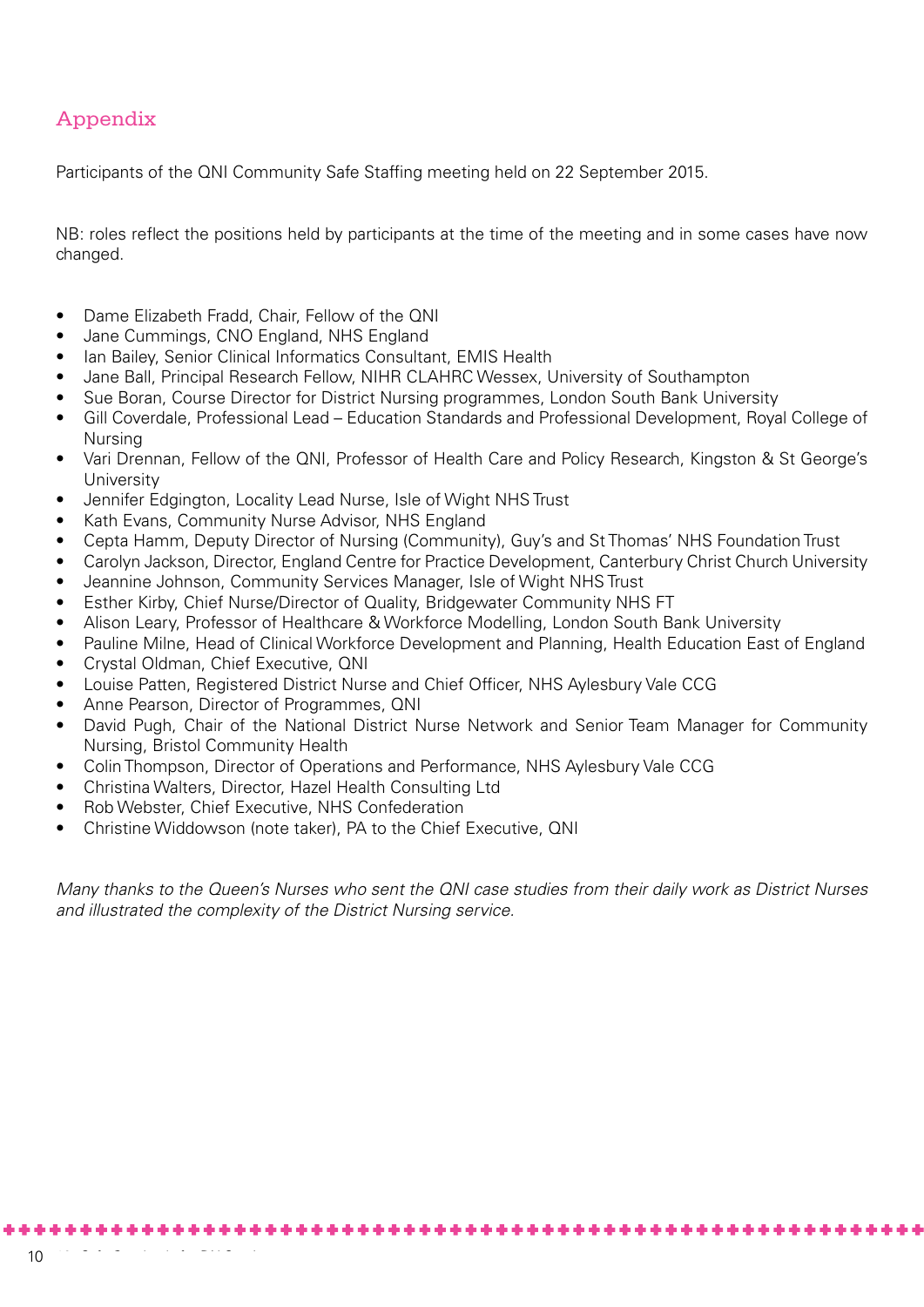## Appendix

Participants of the QNI Community Safe Staffing meeting held on 22 September 2015.

NB: roles reflect the positions held by participants at the time of the meeting and in some cases have now changed.

- Dame Elizabeth Fradd, Chair, Fellow of the QNI
- Jane Cummings, CNO England, NHS England
- Ian Bailey, Senior Clinical Informatics Consultant, EMIS Health
- Jane Ball, Principal Research Fellow, NIHR CLAHRC Wessex, University of Southampton
- Sue Boran, Course Director for District Nursing programmes, London South Bank University
- Gill Coverdale, Professional Lead – Education Standards and Professional Development, Royal College of Nursing
- Vari Drennan, Fellow of the QNI, Professor of Health Care and Policy Research, Kingston & St George's University
- Jennifer Edgington, Locality Lead Nurse, Isle of Wight NHS Trust
- Kath Evans, Community Nurse Advisor, NHS England
- Cepta Hamm, Deputy Director of Nursing (Community), Guy's and St Thomas' NHS Foundation Trust
- Carolyn Jackson, Director, England Centre for Practice Development, Canterbury Christ Church University
- Jeannine Johnson, Community Services Manager, Isle of Wight NHS Trust
- Esther Kirby, Chief Nurse/Director of Quality, Bridgewater Community NHS FT
- Alison Leary, Professor of Healthcare & Workforce Modelling, London South Bank University
- Pauline Milne, Head of Clinical Workforce Development and Planning, Health Education East of England
- Crystal Oldman, Chief Executive, QNI
- Louise Patten, Registered District Nurse and Chief Officer, NHS Aylesbury Vale CCG
- Anne Pearson, Director of Programmes, QNI
- David Pugh, Chair of the National District Nurse Network and Senior Team Manager for Community Nursing, Bristol Community Health
- Colin Thompson, Director of Operations and Performance, NHS Aylesbury Vale CCG
- Christina Walters, Director, Hazel Health Consulting Ltd
- Rob Webster, Chief Executive, NHS Confederation
- Christine Widdowson (note taker), PA to the Chief Executive, QNI

*Many thanks to the Queen's Nurses who sent the QNI case studies from their daily work as District Nurses and illustrated the complexity of the District Nursing service.*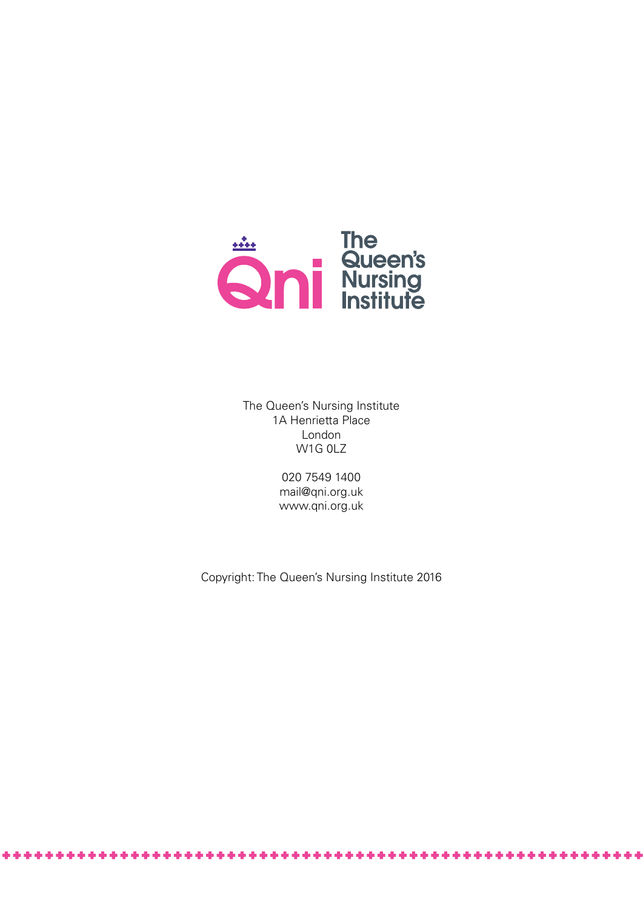The Queen's Nursing Institute
1A Henrietta Place
London
W1G 0LZ

020 7549 1400
mail@qni.org.uk
www.qni.org.uk

Copyright: The Queen's Nursing Institute 2016